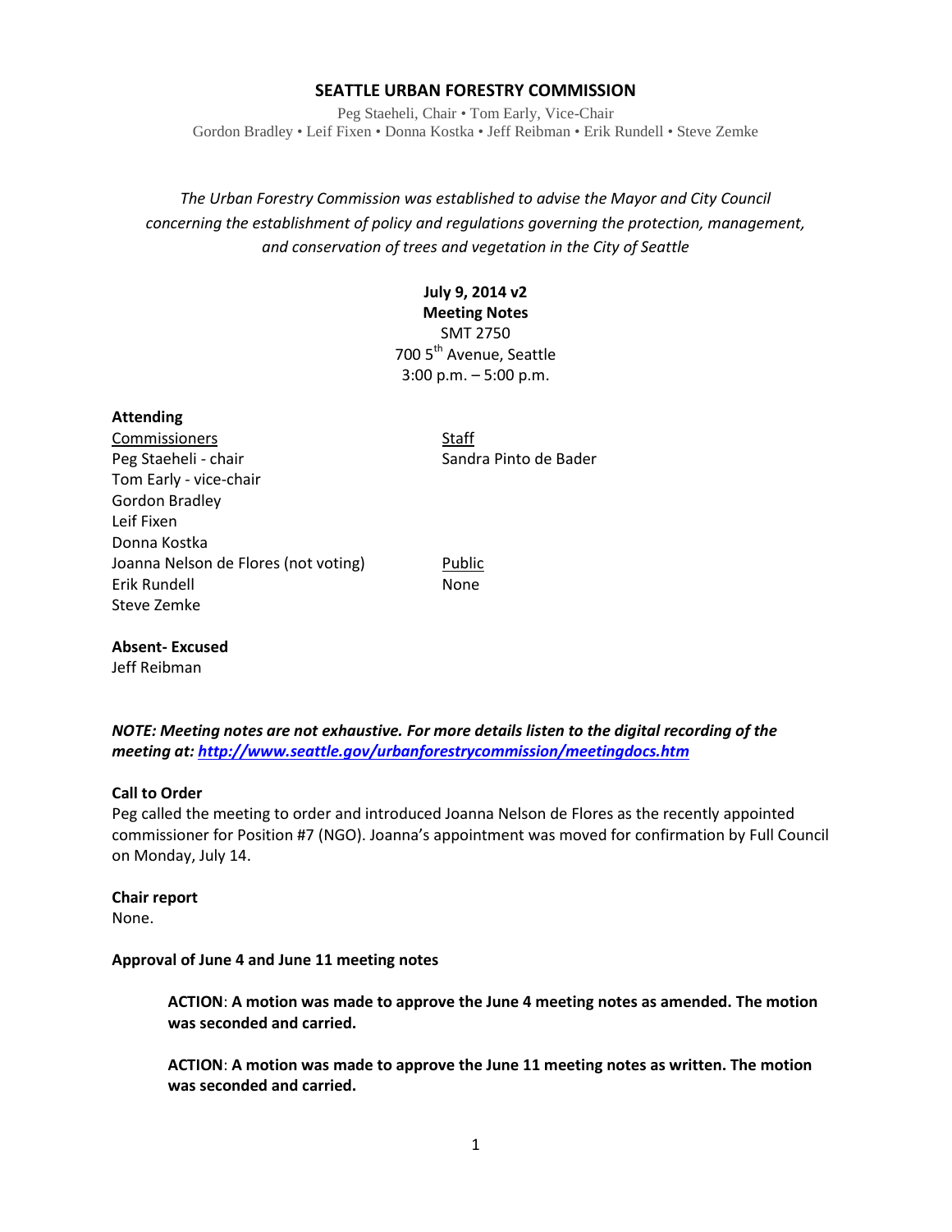# SEATTLE URBAN FORESTRY COMMISSION

Peg Staeheli, Chair • Tom Early, Vice-Chair
Gordon Bradley • Leif Fixen • Donna Kostka • Jeff Reibman • Erik Rundell • Steve Zemke

*The Urban Forestry Commission was established to advise the Mayor and City Council concerning the establishment of policy and regulations governing the protection, management, and conservation of trees and vegetation in the City of Seattle*

**July 9, 2014 v2**
**Meeting Notes**
SMT 2750
700 5th Avenue, Seattle
3:00 p.m. – 5:00 p.m.

**Attending**

| Commissioners | Staff |
|---|---|
| Peg Staeheli - chair | Sandra Pinto de Bader |
| Tom Early - vice-chair | |
| Gordon Bradley | |
| Leif Fixen | |
| Donna Kostka | |
| Joanna Nelson de Flores (not voting) | Public |
| Erik Rundell | None |
| Steve Zemke | |

**Absent- Excused**
Jeff Reibman

***NOTE: Meeting notes are not exhaustive. For more details listen to the digital recording of the meeting at: [http://www.seattle.gov/urbanforestrycommission/meetingdocs.htm](http://www.seattle.gov/urbanforestrycommission/meetingdocs.htm)***

**Call to Order**
Peg called the meeting to order and introduced Joanna Nelson de Flores as the recently appointed commissioner for Position #7 (NGO). Joanna's appointment was moved for confirmation by Full Council on Monday, July 14.

**Chair report**
None.

**Approval of June 4 and June 11 meeting notes**

> **ACTION**: **A motion was made to approve the June 4 meeting notes as amended. The motion was seconded and carried.**
>
> **ACTION**: **A motion was made to approve the June 11 meeting notes as written. The motion was seconded and carried.**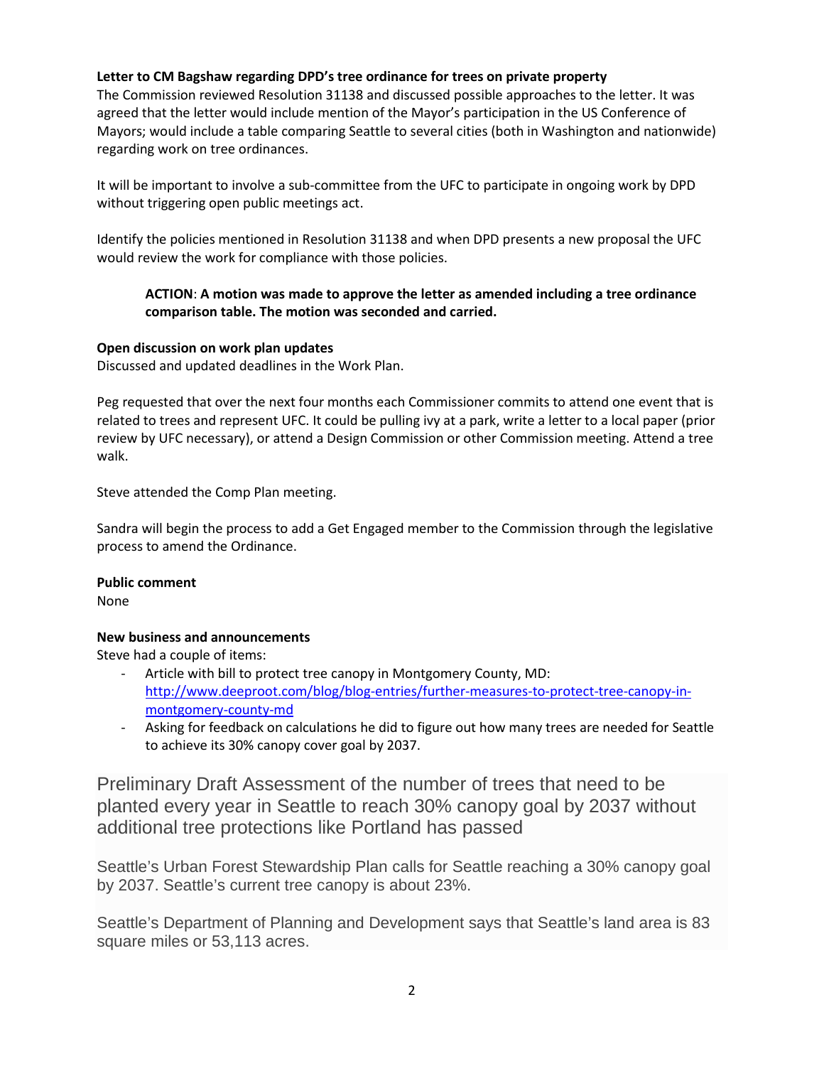**Letter to CM Bagshaw regarding DPD's tree ordinance for trees on private property**

The Commission reviewed Resolution 31138 and discussed possible approaches to the letter. It was agreed that the letter would include mention of the Mayor's participation in the US Conference of Mayors; would include a table comparing Seattle to several cities (both in Washington and nationwide) regarding work on tree ordinances.

It will be important to involve a sub-committee from the UFC to participate in ongoing work by DPD without triggering open public meetings act.

Identify the policies mentioned in Resolution 31138 and when DPD presents a new proposal the UFC would review the work for compliance with those policies.

> **ACTION**: **A motion was made to approve the letter as amended including a tree ordinance comparison table. The motion was seconded and carried.**

**Open discussion on work plan updates**

Discussed and updated deadlines in the Work Plan.

Peg requested that over the next four months each Commissioner commits to attend one event that is related to trees and represent UFC. It could be pulling ivy at a park, write a letter to a local paper (prior review by UFC necessary), or attend a Design Commission or other Commission meeting. Attend a tree walk.

Steve attended the Comp Plan meeting.

Sandra will begin the process to add a Get Engaged member to the Commission through the legislative process to amend the Ordinance.

**Public comment**

None

**New business and announcements**

Steve had a couple of items:

- Article with bill to protect tree canopy in Montgomery County, MD: [http://www.deeproot.com/blog/blog-entries/further-measures-to-protect-tree-canopy-in-montgomery-county-md](http://www.deeproot.com/blog/blog-entries/further-measures-to-protect-tree-canopy-in-montgomery-county-md)
- Asking for feedback on calculations he did to figure out how many trees are needed for Seattle to achieve its 30% canopy cover goal by 2037.

## Preliminary Draft Assessment of the number of trees that need to be planted every year in Seattle to reach 30% canopy goal by 2037 without additional tree protections like Portland has passed

Seattle's Urban Forest Stewardship Plan calls for Seattle reaching a 30% canopy goal by 2037. Seattle's current tree canopy is about 23%.

Seattle's Department of Planning and Development says that Seattle's land area is 83 square miles or 53,113 acres.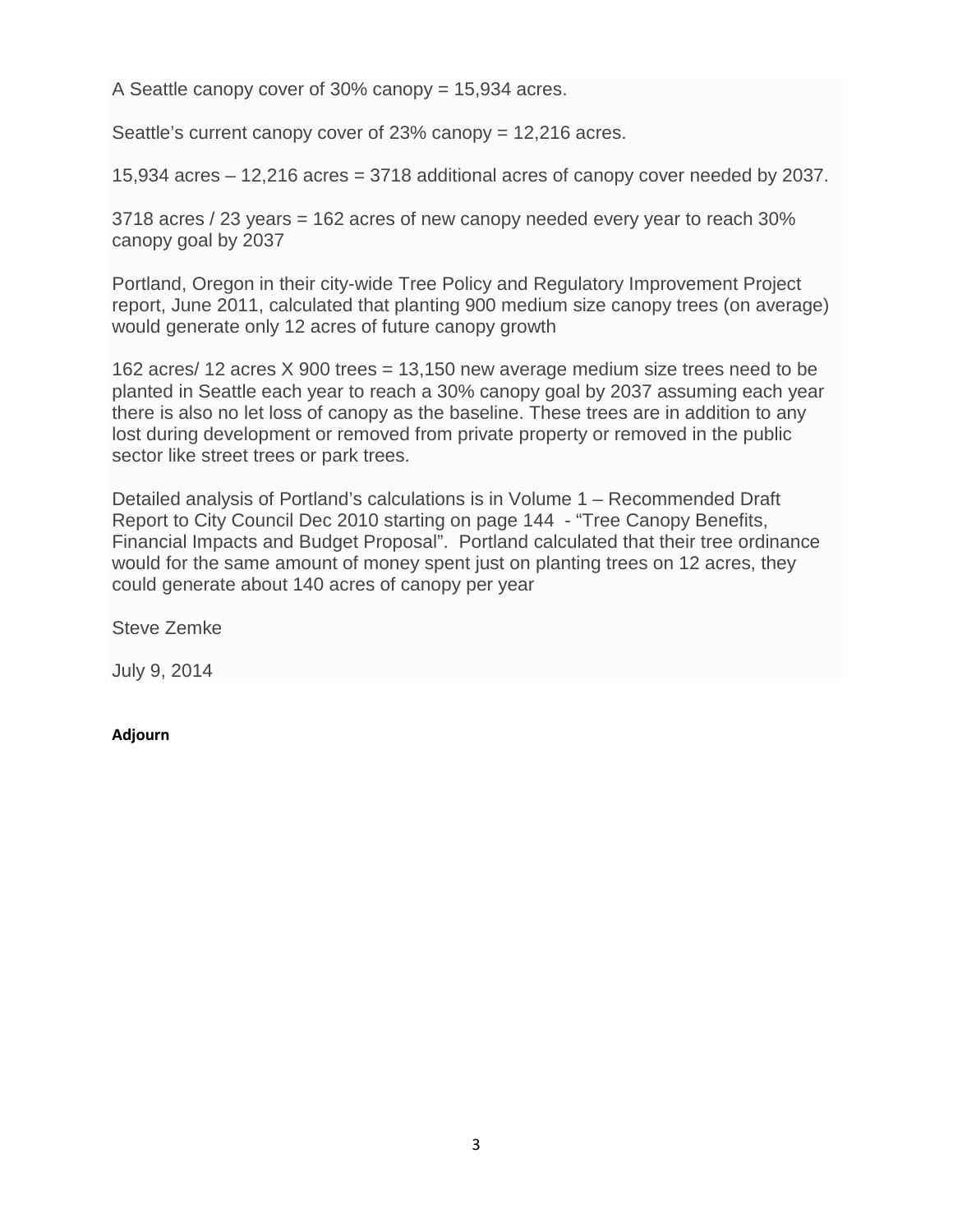A Seattle canopy cover of 30% canopy = 15,934 acres.

Seattle's current canopy cover of 23% canopy = 12,216 acres.

15,934 acres – 12,216 acres = 3718 additional acres of canopy cover needed by 2037.

3718 acres / 23 years = 162 acres of new canopy needed every year to reach 30% canopy goal by 2037

Portland, Oregon in their city-wide Tree Policy and Regulatory Improvement Project report, June 2011, calculated that planting 900 medium size canopy trees (on average) would generate only 12 acres of future canopy growth

162 acres/ 12 acres X 900 trees = 13,150 new average medium size trees need to be planted in Seattle each year to reach a 30% canopy goal by 2037 assuming each year there is also no let loss of canopy as the baseline. These trees are in addition to any lost during development or removed from private property or removed in the public sector like street trees or park trees.

Detailed analysis of Portland's calculations is in Volume 1 – Recommended Draft Report to City Council Dec 2010 starting on page 144 - "Tree Canopy Benefits, Financial Impacts and Budget Proposal". Portland calculated that their tree ordinance would for the same amount of money spent just on planting trees on 12 acres, they could generate about 140 acres of canopy per year

Steve Zemke

July 9, 2014

**Adjourn**